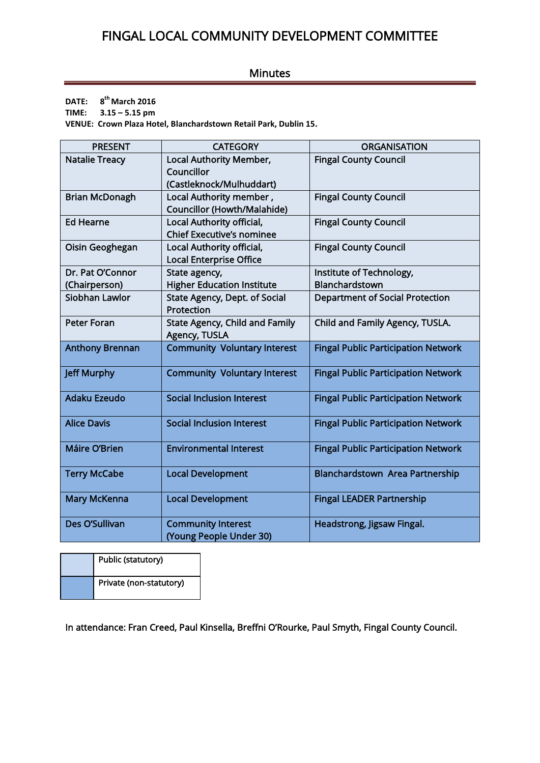# FINGAL LOCAL COMMUNITY DEVELOPMENT COMMITTEE

## Minutes

**DATE:** **8th March 2016**
**TIME:** **3.15 – 5.15 pm**
**VENUE:** **Crown Plaza Hotel, Blanchardstown Retail Park, Dublin 15.**

| PRESENT | CATEGORY | ORGANISATION |
|---|---|---|
| Natalie Treacy | Local Authority Member, Councillor (Castleknock/Mulhuddart) | Fingal County Council |
| Brian McDonagh | Local Authority member , Councillor (Howth/Malahide) | Fingal County Council |
| Ed Hearne | Local Authority official, Chief Executive's nominee | Fingal County Council |
| Oisin Geoghegan | Local Authority official, Local Enterprise Office | Fingal County Council |
| Dr. Pat O'Connor (Chairperson) | State agency, Higher Education Institute | Institute of Technology, Blanchardstown |
| Siobhan Lawlor | State Agency, Dept. of Social Protection | Department of Social Protection |
| Peter Foran | State Agency, Child and Family Agency, TUSLA | Child and Family Agency, TUSLA. |
| Anthony Brennan | Community Voluntary Interest | Fingal Public Participation Network |
| Jeff Murphy | Community Voluntary Interest | Fingal Public Participation Network |
| Adaku Ezeudo | Social Inclusion Interest | Fingal Public Participation Network |
| Alice Davis | Social Inclusion Interest | Fingal Public Participation Network |
| Máire O'Brien | Environmental Interest | Fingal Public Participation Network |
| Terry McCabe | Local Development | Blanchardstown Area Partnership |
| Mary McKenna | Local Development | Fingal LEADER Partnership |
| Des O'Sullivan | Community Interest (Young People Under 30) | Headstrong, Jigsaw Fingal. |

| | |
|---|---|
| (light blue) | Public (statutory) |
| (dark blue) | Private (non-statutory) |

In attendance: Fran Creed, Paul Kinsella, Breffni O'Rourke, Paul Smyth, Fingal County Council.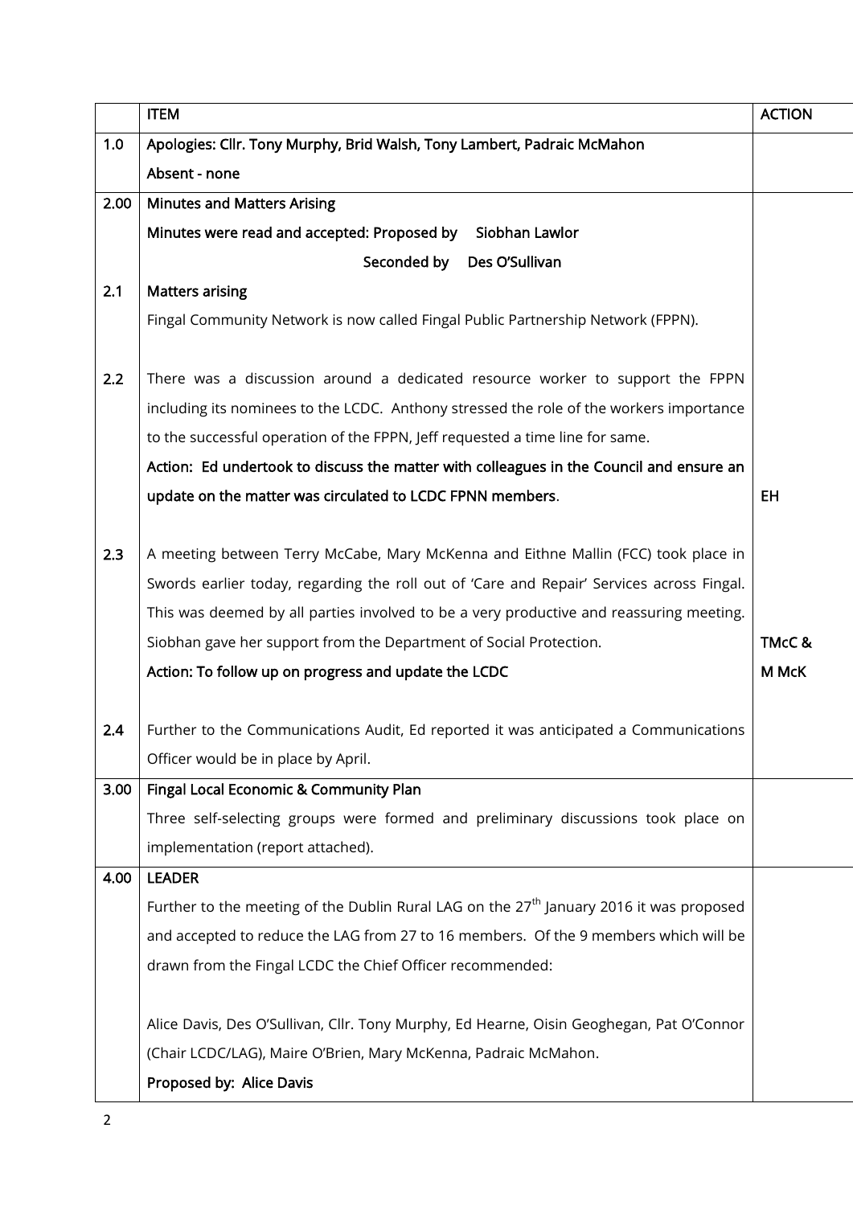| | ITEM | ACTION |
|---|---|---|
| 1.0 | **Apologies: Cllr. Tony Murphy, Brid Walsh, Tony Lambert, Padraic McMahon**<br>**Absent - none** | |
| 2.00 | **Minutes and Matters Arising**<br>**Minutes were read and accepted: Proposed by Siobhan Lawlor**<br>**Seconded by Des O'Sullivan** | |
| 2.1 | **Matters arising**<br>Fingal Community Network is now called Fingal Public Partnership Network (FPPN). | |
| 2.2 | There was a discussion around a dedicated resource worker to support the FPPN including its nominees to the LCDC. Anthony stressed the role of the workers importance to the successful operation of the FPPN, Jeff requested a time line for same.<br>**Action: Ed undertook to discuss the matter with colleagues in the Council and ensure an update on the matter was circulated to LCDC FPNN members**. | **EH** |
| 2.3 | A meeting between Terry McCabe, Mary McKenna and Eithne Mallin (FCC) took place in Swords earlier today, regarding the roll out of 'Care and Repair' Services across Fingal. This was deemed by all parties involved to be a very productive and reassuring meeting. Siobhan gave her support from the Department of Social Protection.<br>**Action: To follow up on progress and update the LCDC** | **TMcC & M McK** |
| 2.4 | Further to the Communications Audit, Ed reported it was anticipated a Communications Officer would be in place by April. | |
| 3.00 | **Fingal Local Economic & Community Plan**<br>Three self-selecting groups were formed and preliminary discussions took place on implementation (report attached). | |
| 4.00 | **LEADER**<br>Further to the meeting of the Dublin Rural LAG on the 27th January 2016 it was proposed and accepted to reduce the LAG from 27 to 16 members. Of the 9 members which will be drawn from the Fingal LCDC the Chief Officer recommended:<br><br>Alice Davis, Des O'Sullivan, Cllr. Tony Murphy, Ed Hearne, Oisin Geoghegan, Pat O'Connor (Chair LCDC/LAG), Maire O'Brien, Mary McKenna, Padraic McMahon.<br>**Proposed by: Alice Davis** | |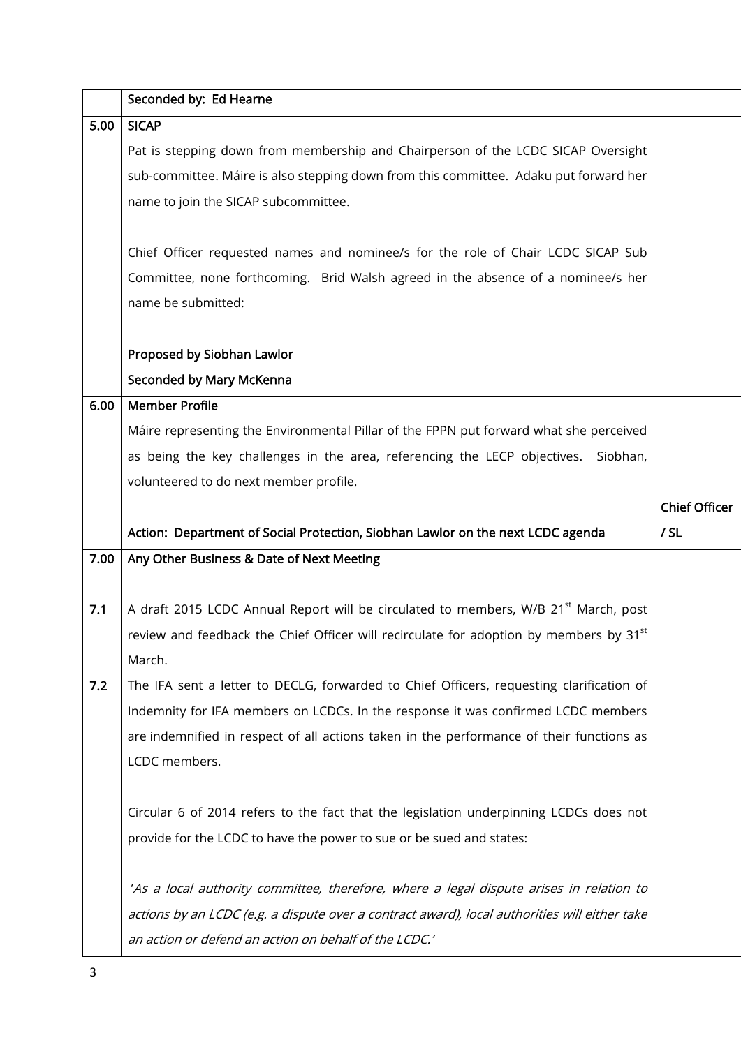| | | |
|---|---|---|
| | **Seconded by: Ed Hearne** | |
| **5.00** | **SICAP**<br>Pat is stepping down from membership and Chairperson of the LCDC SICAP Oversight sub-committee. Máire is also stepping down from this committee. Adaku put forward her name to join the SICAP subcommittee.<br><br>Chief Officer requested names and nominee/s for the role of Chair LCDC SICAP Sub Committee, none forthcoming. Brid Walsh agreed in the absence of a nominee/s her name be submitted:<br><br>**Proposed by Siobhan Lawlor**<br>**Seconded by Mary McKenna** | |
| **6.00** | **Member Profile**<br>Máire representing the Environmental Pillar of the FPPN put forward what she perceived as being the key challenges in the area, referencing the LECP objectives. Siobhan, volunteered to do next member profile.<br><br>**Action: Department of Social Protection, Siobhan Lawlor on the next LCDC agenda** | **Chief Officer / SL** |
| **7.00** | **Any Other Business & Date of Next Meeting** | |
| **7.1** | A draft 2015 LCDC Annual Report will be circulated to members, W/B 21st March, post review and feedback the Chief Officer will recirculate for adoption by members by 31st March. | |
| **7.2** | The IFA sent a letter to DECLG, forwarded to Chief Officers, requesting clarification of Indemnity for IFA members on LCDCs. In the response it was confirmed LCDC members are indemnified in respect of all actions taken in the performance of their functions as LCDC members.<br><br>Circular 6 of 2014 refers to the fact that the legislation underpinning LCDCs does not provide for the LCDC to have the power to sue or be sued and states:<br><br>*'As a local authority committee, therefore, where a legal dispute arises in relation to actions by an LCDC (e.g. a dispute over a contract award), local authorities will either take an action or defend an action on behalf of the LCDC.'* | |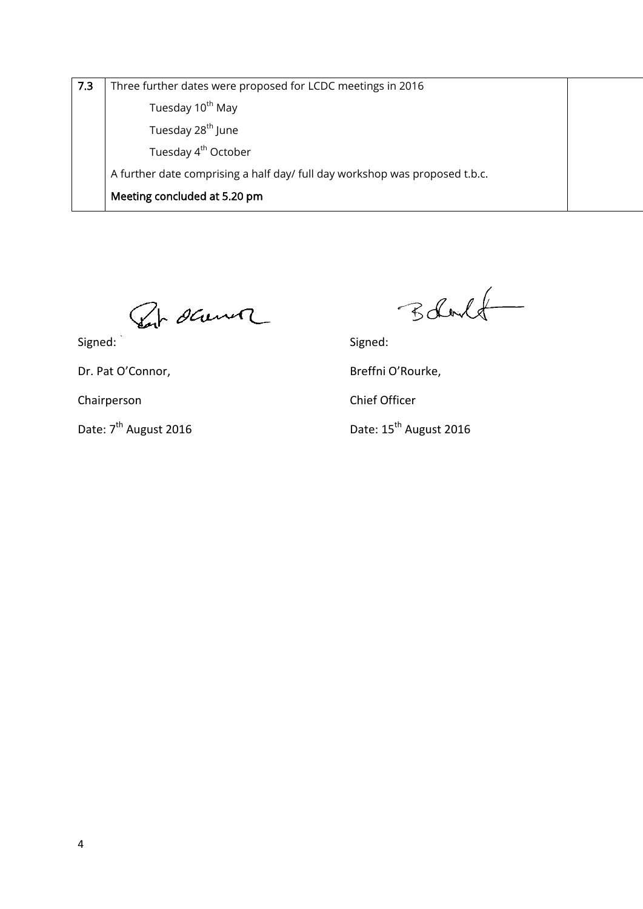| | | |
|---|---|---|
| **7.3** | Three further dates were proposed for LCDC meetings in 2016<br>Tuesday 10th May<br>Tuesday 28th June<br>Tuesday 4th October<br>A further date comprising a half day/ full day workshop was proposed t.b.c.<br>**Meeting concluded at 5.20 pm** | |

Signed:

Dr. Pat O'Connor,

Chairperson

Date: 7th August 2016

Signed:

Breffni O'Rourke,

Chief Officer

Date: 15th August 2016